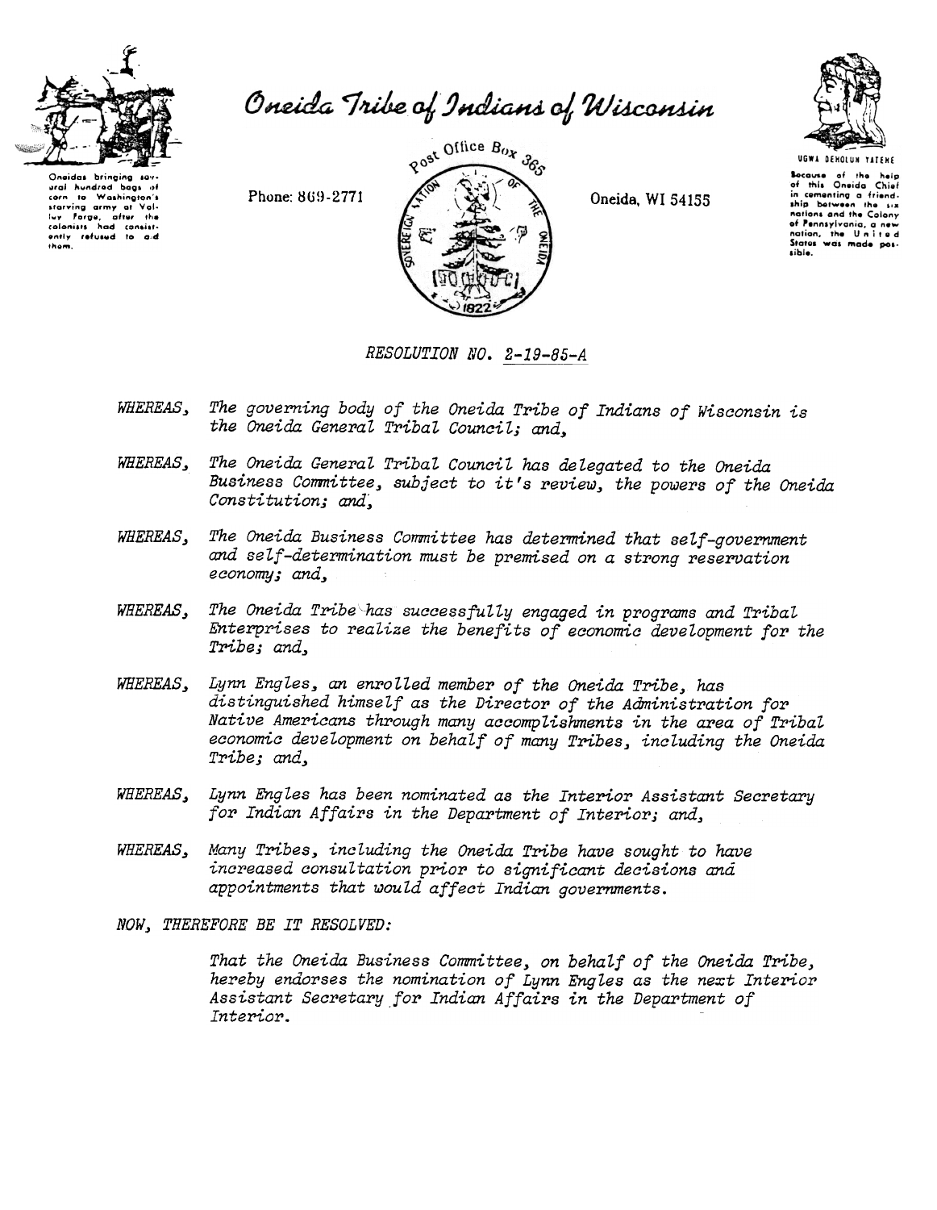# Oneida Tribe of Indians of Wisconsin

Oneidas bringing several hundred bags of corn to Washington's starving army at Valley Forge, after the colonists had consistently refused to aid them.

Phone: 869-2771

Post Office Box 365

Oneida, WI 54155

UGWA DEHOLUN YATEHE

Because of the help of this Oneida Chief in cementing a friendship between the six nations and the Colony of Pennsylvania, a new nation, the United States was made possible.

*RESOLUTION NO. 2-19-85-A*

*WHEREAS, The governing body of the Oneida Tribe of Indians of Wisconsin is the Oneida General Tribal Council; and,*

*WHEREAS, The Oneida General Tribal Council has delegated to the Oneida Business Committee, subject to it's review, the powers of the Oneida Constitution; and,*

*WHEREAS, The Oneida Business Committee has determined that self-government and self-determination must be premised on a strong reservation economy; and,*

*WHEREAS, The Oneida Tribe has successfully engaged in programs and Tribal Enterprises to realize the benefits of economic development for the Tribe; and,*

*WHEREAS, Lynn Engles, an enrolled member of the Oneida Tribe, has distinguished himself as the Director of the Administration for Native Americans through many accomplishments in the area of Tribal economic development on behalf of many Tribes, including the Oneida Tribe; and,*

*WHEREAS, Lynn Engles has been nominated as the Interior Assistant Secretary for Indian Affairs in the Department of Interior; and,*

*WHEREAS, Many Tribes, including the Oneida Tribe have sought to have increased consultation prior to significant decisions and appointments that would affect Indian governments.*

*NOW, THEREFORE BE IT RESOLVED:*

*That the Oneida Business Committee, on behalf of the Oneida Tribe, hereby endorses the nomination of Lynn Engles as the next Interior Assistant Secretary for Indian Affairs in the Department of Interior.*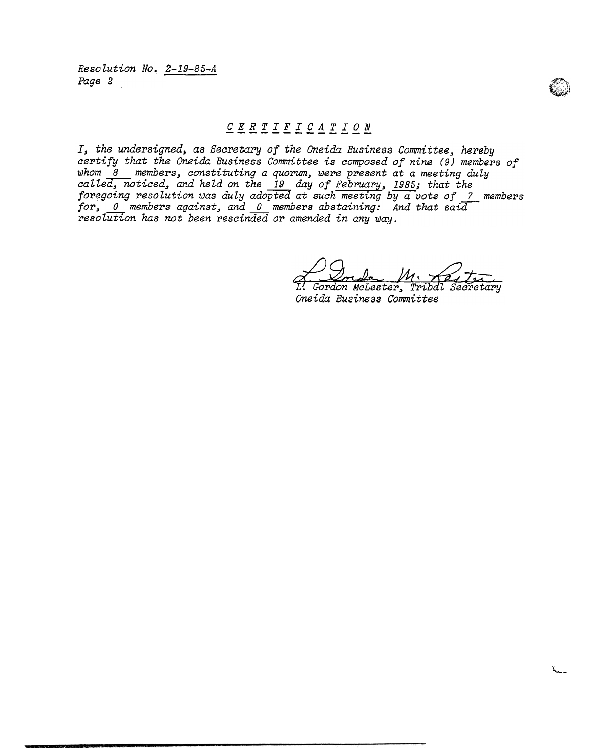Resolution No. 2-19-85-A
Page 2

## CERTIFICATION

*I, the undersigned, as Secretary of the Oneida Business Committee, hereby certify that the Oneida Business Committee is composed of nine (9) members of whom 8 members, constituting a quorum, were present at a meeting duly called, noticed, and held on the 19 day of February, 1985; that the foregoing resolution was duly adopted at such meeting by a vote of 7 members for, 0 members against, and 0 members abstaining: And that said resolution has not been rescinded or amended in any way.*

L. Gordon M. Lester

*L. Gordon McLester, Tribal Secretary*
*Oneida Business Committee*